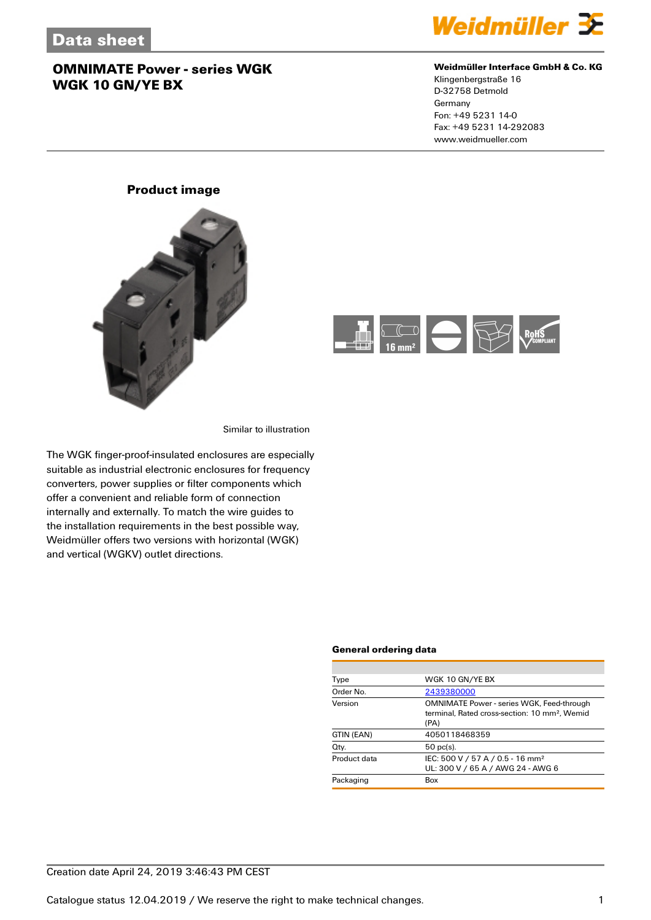# Data sheet

## OMNIMATE Power - series WGK
## WGK 10 GN/YE BX

**Weidmüller Interface GmbH & Co. KG**
Klingenbergstraße 16
D-32758 Detmold
Germany
Fon: +49 5231 14-0
Fax: +49 5231 14-292083
www.weidmueller.com

### Product image

Similar to illustration

The WGK finger-proof-insulated enclosures are especially suitable as industrial electronic enclosures for frequency converters, power supplies or filter components which offer a convenient and reliable form of connection internally and externally. To match the wire guides to the installation requirements in the best possible way, Weidmüller offers two versions with horizontal (WGK) and vertical (WGKV) outlet directions.

### General ordering data

| | |
|---|---|
| Type | WGK 10 GN/YE BX |
| Order No. | 2439380000 |
| Version | OMNIMATE Power - series WGK, Feed-through terminal, Rated cross-section: 10 mm², Wemid (PA) |
| GTIN (EAN) | 4050118468359 |
| Qty. | 50 pc(s). |
| Product data | IEC: 500 V / 57 A / 0.5 - 16 mm²<br>UL: 300 V / 65 A / AWG 24 - AWG 6 |
| Packaging | Box |

Creation date April 24, 2019 3:46:43 PM CEST

Catalogue status 12.04.2019 / We reserve the right to make technical changes.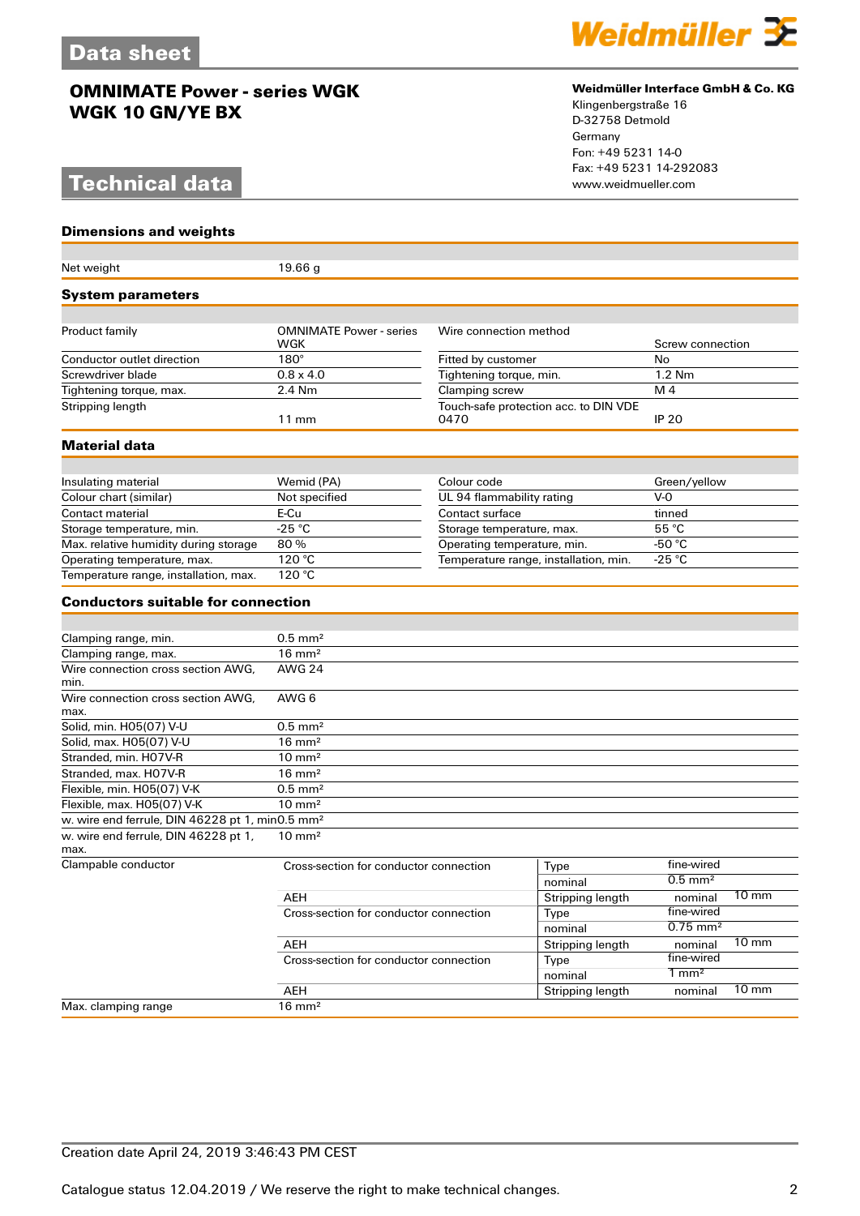# Data sheet

## OMNIMATE Power - series WGK
## WGK 10 GN/YE BX

**Weidmüller Interface GmbH & Co. KG**
Klingenbergstraße 16
D-32758 Detmold
Germany
Fon: +49 5231 14-0
Fax: +49 5231 14-292083
www.weidmueller.com

# Technical data

### Dimensions and weights

| | |
|---|---|
| Net weight | 19.66 g |

### System parameters

| | | | |
|---|---|---|---|
| Product family | OMNIMATE Power - series WGK | Wire connection method | Screw connection |
| Conductor outlet direction | 180° | Fitted by customer | No |
| Screwdriver blade | 0.8 x 4.0 | Tightening torque, min. | 1.2 Nm |
| Tightening torque, max. | 2.4 Nm | Clamping screw | M 4 |
| Stripping length | 11 mm | Touch-safe protection acc. to DIN VDE 0470 | IP 20 |

### Material data

| | | | |
|---|---|---|---|
| Insulating material | Wemid (PA) | Colour code | Green/yellow |
| Colour chart (similar) | Not specified | UL 94 flammability rating | V-0 |
| Contact material | E-Cu | Contact surface | tinned |
| Storage temperature, min. | -25 °C | Storage temperature, max. | 55 °C |
| Max. relative humidity during storage | 80 % | Operating temperature, min. | -50 °C |
| Operating temperature, max. | 120 °C | Temperature range, installation, min. | -25 °C |
| Temperature range, installation, max. | 120 °C | | |

### Conductors suitable for connection

| | | | | |
|---|---|---|---|---|
| Clamping range, min. | 0.5 mm² | | | |
| Clamping range, max. | 16 mm² | | | |
| Wire connection cross section AWG, min. | AWG 24 | | | |
| Wire connection cross section AWG, max. | AWG 6 | | | |
| Solid, min. H05(07) V-U | 0.5 mm² | | | |
| Solid, max. H05(07) V-U | 16 mm² | | | |
| Stranded, min. H07V-R | 10 mm² | | | |
| Stranded, max. H07V-R | 16 mm² | | | |
| Flexible, min. H05(07) V-K | 0.5 mm² | | | |
| Flexible, max. H05(07) V-K | 10 mm² | | | |
| w. wire end ferrule, DIN 46228 pt 1, min | 0.5 mm² | | | |
| w. wire end ferrule, DIN 46228 pt 1, max. | 10 mm² | | | |
| Clampable conductor | Cross-section for conductor connection | Type | fine-wired | |
| | | nominal | 0.5 mm² | |
| | AEH | Stripping length | nominal | 10 mm |
| | Cross-section for conductor connection | Type | fine-wired | |
| | | nominal | 0.75 mm² | |
| | AEH | Stripping length | nominal | 10 mm |
| | Cross-section for conductor connection | Type | fine-wired | |
| | | nominal | 1 mm² | |
| | AEH | Stripping length | nominal | 10 mm |
| Max. clamping range | 16 mm² | | | |

Creation date April 24, 2019 3:46:43 PM CEST

Catalogue status 12.04.2019 / We reserve the right to make technical changes.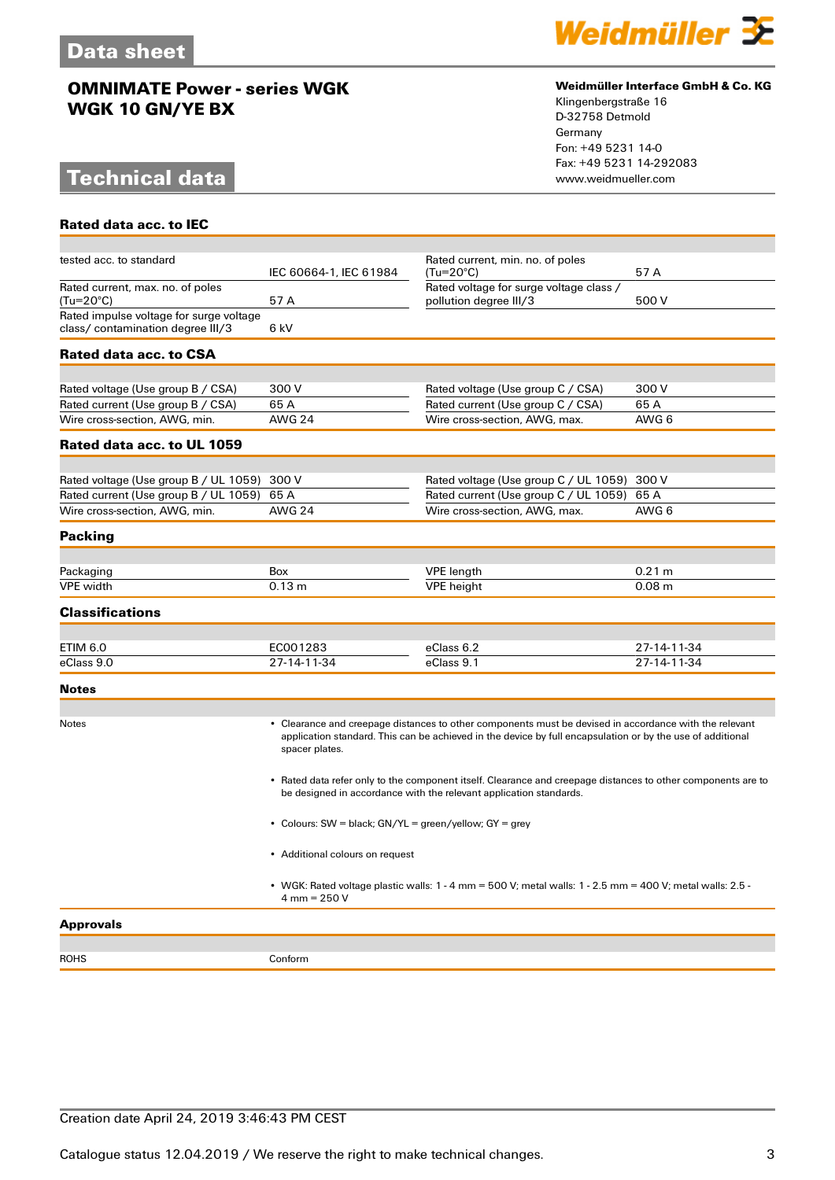# Data sheet

## OMNIMATE Power - series WGK
## WGK 10 GN/YE BX

**Weidmüller Interface GmbH & Co. KG**
Klingenbergstraße 16
D-32758 Detmold
Germany
Fon: +49 5231 14-0
Fax: +49 5231 14-292083
www.weidmueller.com

# Technical data

### Rated data acc. to IEC

| | | | |
|---|---|---|---|
| tested acc. to standard | IEC 60664-1, IEC 61984 | Rated current, min. no. of poles (Tu=20°C) | 57 A |
| Rated current, max. no. of poles (Tu=20°C) | 57 A | Rated voltage for surge voltage class / pollution degree III/3 | 500 V |
| Rated impulse voltage for surge voltage class/ contamination degree III/3 | 6 kV | | |

### Rated data acc. to CSA

| | | | |
|---|---|---|---|
| Rated voltage (Use group B / CSA) | 300 V | Rated voltage (Use group C / CSA) | 300 V |
| Rated current (Use group B / CSA) | 65 A | Rated current (Use group C / CSA) | 65 A |
| Wire cross-section, AWG, min. | AWG 24 | Wire cross-section, AWG, max. | AWG 6 |

### Rated data acc. to UL 1059

| | | | |
|---|---|---|---|
| Rated voltage (Use group B / UL 1059) | 300 V | Rated voltage (Use group C / UL 1059) | 300 V |
| Rated current (Use group B / UL 1059) | 65 A | Rated current (Use group C / UL 1059) | 65 A |
| Wire cross-section, AWG, min. | AWG 24 | Wire cross-section, AWG, max. | AWG 6 |

### Packing

| | | | |
|---|---|---|---|
| Packaging | Box | VPE length | 0.21 m |
| VPE width | 0.13 m | VPE height | 0.08 m |

### Classifications

| | | | |
|---|---|---|---|
| ETIM 6.0 | EC001283 | eClass 6.2 | 27-14-11-34 |
| eClass 9.0 | 27-14-11-34 | eClass 9.1 | 27-14-11-34 |

### Notes

Notes

- Clearance and creepage distances to other components must be devised in accordance with the relevant application standard. This can be achieved in the device by full encapsulation or by the use of additional spacer plates.
- Rated data refer only to the component itself. Clearance and creepage distances to other components are to be designed in accordance with the relevant application standards.
- Colours: SW = black; GN/YL = green/yellow; GY = grey
- Additional colours on request
- WGK: Rated voltage plastic walls: 1 - 4 mm = 500 V; metal walls: 1 - 2.5 mm = 400 V; metal walls: 2.5 - 4 mm = 250 V

### Approvals

| | |
|---|---|
| ROHS | Conform |

Creation date April 24, 2019 3:46:43 PM CEST

Catalogue status 12.04.2019 / We reserve the right to make technical changes.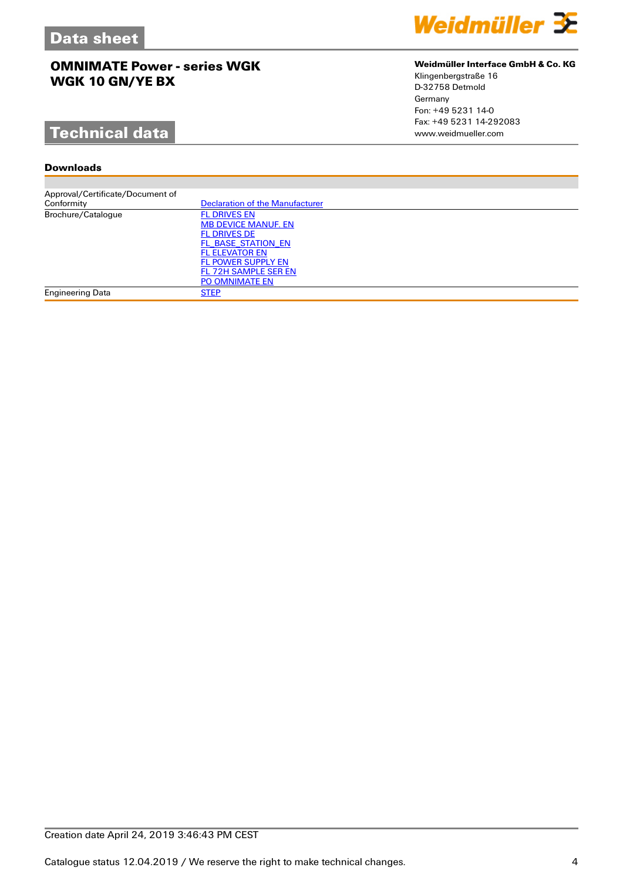# Data sheet

## OMNIMATE Power - series WGK
## WGK 10 GN/YE BX

**Weidmüller Interface GmbH & Co. KG**
Klingenbergstraße 16
D-32758 Detmold
Germany
Fon: +49 5231 14-0
Fax: +49 5231 14-292083
www.weidmueller.com

# Technical data

### Downloads

| | |
|---|---|
| Approval/Certificate/Document of Conformity | Declaration of the Manufacturer |
| Brochure/Catalogue | FL DRIVES EN<br>MB DEVICE MANUF. EN<br>FL DRIVES DE<br>FL_BASE_STATION_EN<br>FL ELEVATOR EN<br>FL POWER SUPPLY EN<br>FL 72H SAMPLE SER EN<br>PO OMNIMATE EN |
| Engineering Data | STEP |

Creation date April 24, 2019 3:46:43 PM CEST

Catalogue status 12.04.2019 / We reserve the right to make technical changes.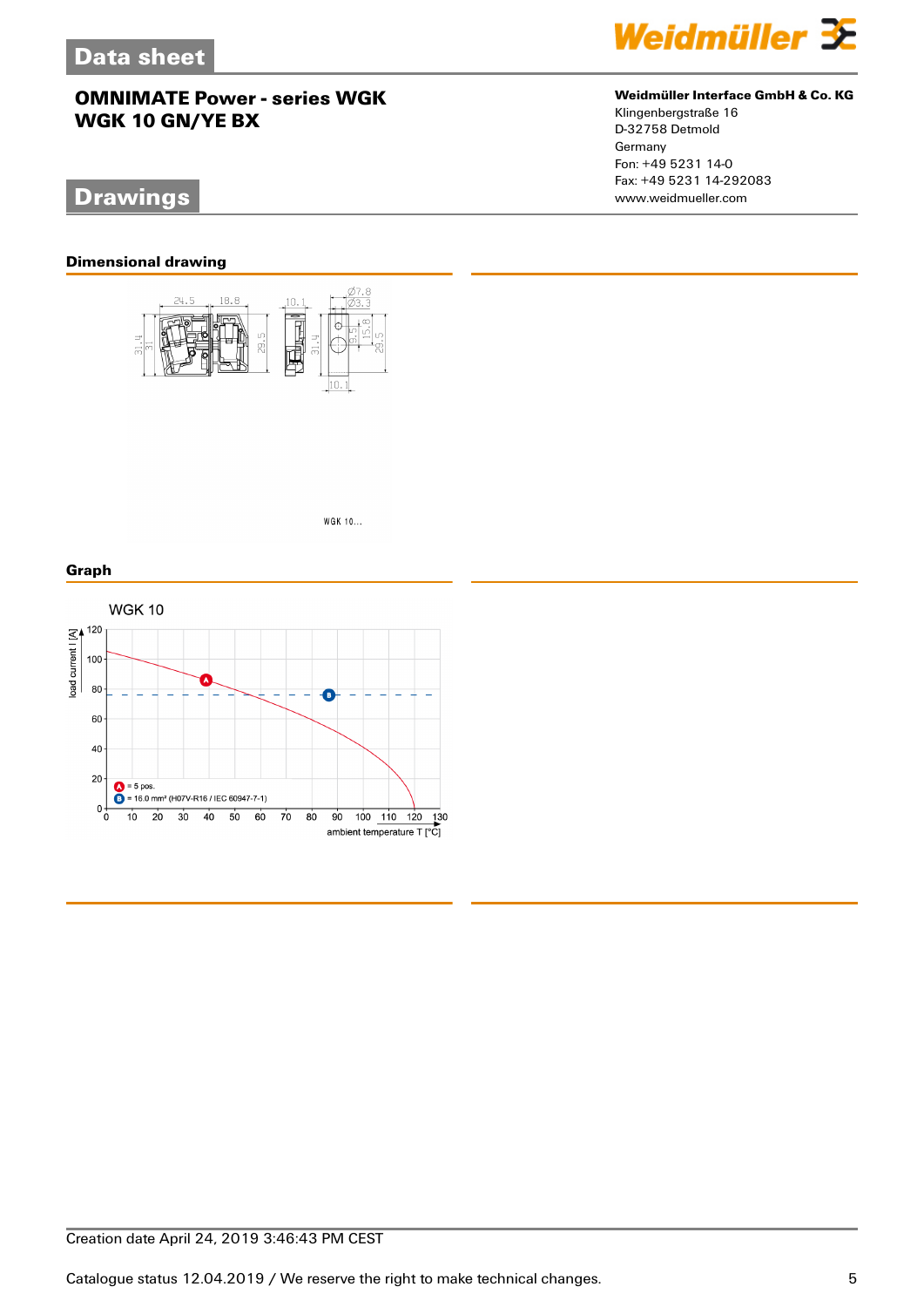# Data sheet

## OMNIMATE Power - series WGK
## WGK 10 GN/YE BX

**Weidmüller Interface GmbH & Co. KG**
Klingenbergstraße 16
D-32758 Detmold
Germany
Fon: +49 5231 14-0
Fax: +49 5231 14-292083
www.weidmueller.com

# Drawings

### Dimensional drawing

24.5
18.8
10.1
Ø7.8
Ø3.3
31.4
31
29.5
31.4
9.5
15.8
29.5
10.1
WGK 10...

### Graph

WGK 10

load current I [A]

120
100
80
60
40
20
0

0 10 20 30 40 50 60 70 80 90 100 110 120 130

ambient temperature T [°C]

A = 5 pos.
B = 16.0 mm² (H07V-R16 / IEC 60947-7-1)

Creation date April 24, 2019 3:46:43 PM CEST

Catalogue status 12.04.2019 / We reserve the right to make technical changes.